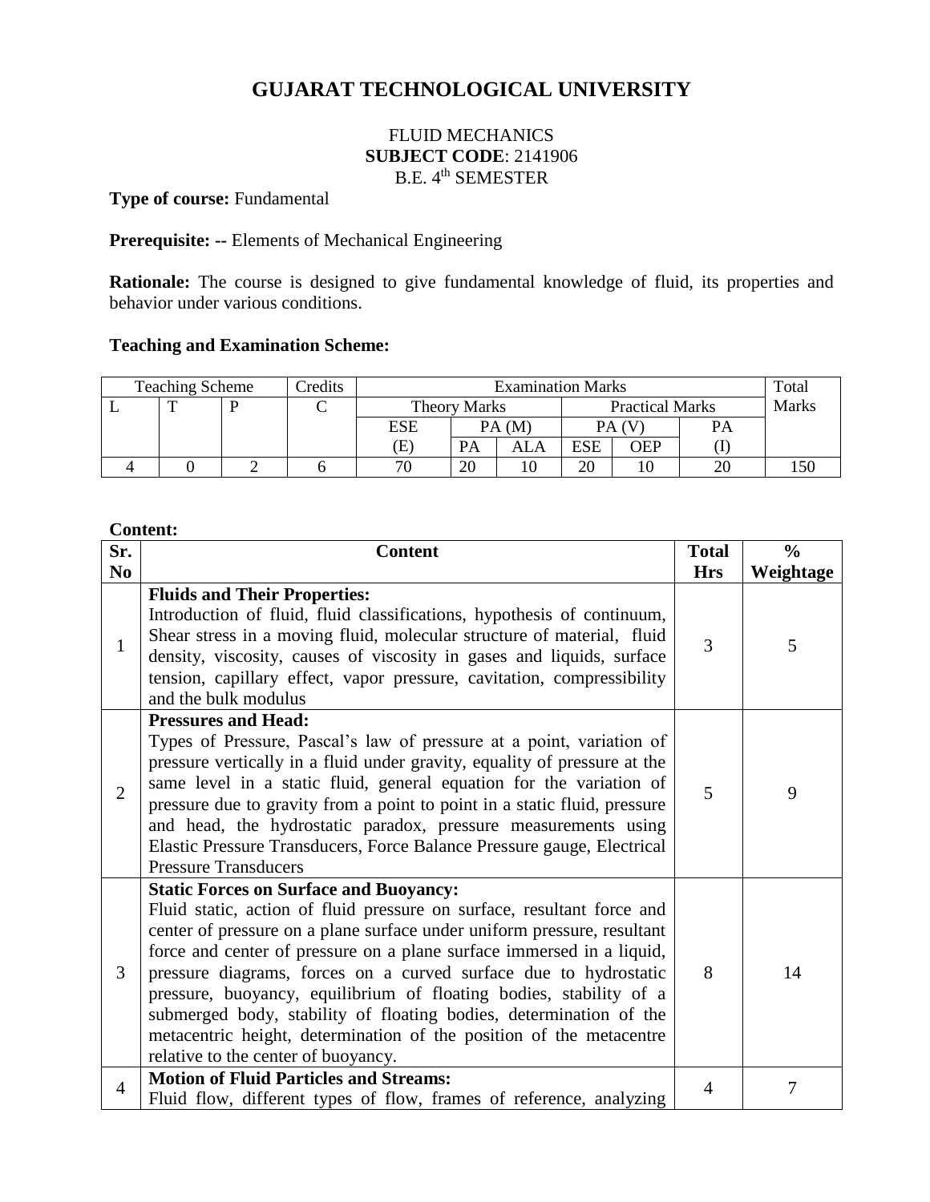# GUJARAT TECHNOLOGICAL UNIVERSITY

FLUID MECHANICS
**SUBJECT CODE**: 2141906
B.E. 4th SEMESTER

**Type of course:** Fundamental

**Prerequisite:** -- Elements of Mechanical Engineering

**Rationale:** The course is designed to give fundamental knowledge of fluid, its properties and behavior under various conditions.

**Teaching and Examination Scheme:**

| Teaching Scheme | | | Credits | Examination Marks | | | | | | Total Marks |
|---|---|---|---|---|---|---|---|---|---|---|
| L | T | P | C | Theory Marks | | | Practical Marks | | | |
| | | | | ESE (E) | PA (M) | | PA (V) | | PA (I) | |
| | | | | | PA | ALA | ESE | OEP | | |
| 4 | 0 | 2 | 6 | 70 | 20 | 10 | 20 | 10 | 20 | 150 |

**Content:**

| Sr. No | Content | Total Hrs | % Weightage |
|---|---|---|---|
| 1 | **Fluids and Their Properties:** Introduction of fluid, fluid classifications, hypothesis of continuum, Shear stress in a moving fluid, molecular structure of material, fluid density, viscosity, causes of viscosity in gases and liquids, surface tension, capillary effect, vapor pressure, cavitation, compressibility and the bulk modulus | 3 | 5 |
| 2 | **Pressures and Head:** Types of Pressure, Pascal's law of pressure at a point, variation of pressure vertically in a fluid under gravity, equality of pressure at the same level in a static fluid, general equation for the variation of pressure due to gravity from a point to point in a static fluid, pressure and head, the hydrostatic paradox, pressure measurements using Elastic Pressure Transducers, Force Balance Pressure gauge, Electrical Pressure Transducers | 5 | 9 |
| 3 | **Static Forces on Surface and Buoyancy:** Fluid static, action of fluid pressure on surface, resultant force and center of pressure on a plane surface under uniform pressure, resultant force and center of pressure on a plane surface immersed in a liquid, pressure diagrams, forces on a curved surface due to hydrostatic pressure, buoyancy, equilibrium of floating bodies, stability of a submerged body, stability of floating bodies, determination of the metacentric height, determination of the position of the metacentre relative to the center of buoyancy. | 8 | 14 |
| 4 | **Motion of Fluid Particles and Streams:** Fluid flow, different types of flow, frames of reference, analyzing | 4 | 7 |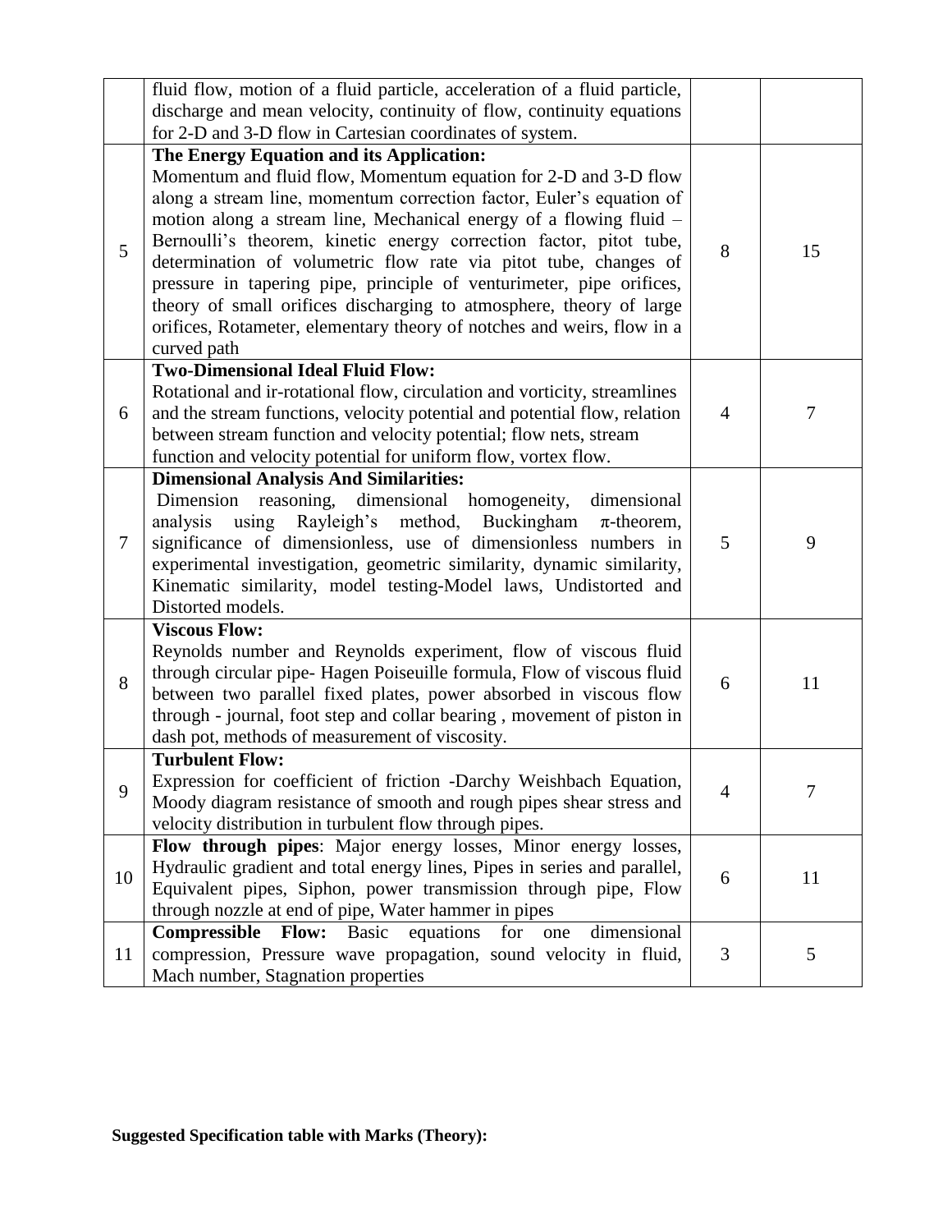| | | | |
|---|---|---|---|
| | fluid flow, motion of a fluid particle, acceleration of a fluid particle, discharge and mean velocity, continuity of flow, continuity equations for 2-D and 3-D flow in Cartesian coordinates of system. | | |
| 5 | **The Energy Equation and its Application:** Momentum and fluid flow, Momentum equation for 2-D and 3-D flow along a stream line, momentum correction factor, Euler's equation of motion along a stream line, Mechanical energy of a flowing fluid – Bernoulli's theorem, kinetic energy correction factor, pitot tube, determination of volumetric flow rate via pitot tube, changes of pressure in tapering pipe, principle of venturimeter, pipe orifices, theory of small orifices discharging to atmosphere, theory of large orifices, Rotameter, elementary theory of notches and weirs, flow in a curved path | 8 | 15 |
| 6 | **Two-Dimensional Ideal Fluid Flow:** Rotational and ir-rotational flow, circulation and vorticity, streamlines and the stream functions, velocity potential and potential flow, relation between stream function and velocity potential; flow nets, stream function and velocity potential for uniform flow, vortex flow. | 4 | 7 |
| 7 | **Dimensional Analysis And Similarities:** Dimension reasoning, dimensional homogeneity, dimensional analysis using Rayleigh's method, Buckingham π-theorem, significance of dimensionless, use of dimensionless numbers in experimental investigation, geometric similarity, dynamic similarity, Kinematic similarity, model testing-Model laws, Undistorted and Distorted models. | 5 | 9 |
| 8 | **Viscous Flow:** Reynolds number and Reynolds experiment, flow of viscous fluid through circular pipe- Hagen Poiseuille formula, Flow of viscous fluid between two parallel fixed plates, power absorbed in viscous flow through - journal, foot step and collar bearing , movement of piston in dash pot, methods of measurement of viscosity. | 6 | 11 |
| 9 | **Turbulent Flow:** Expression for coefficient of friction -Darchy Weishbach Equation, Moody diagram resistance of smooth and rough pipes shear stress and velocity distribution in turbulent flow through pipes. | 4 | 7 |
| 10 | **Flow through pipes**: Major energy losses, Minor energy losses, Hydraulic gradient and total energy lines, Pipes in series and parallel, Equivalent pipes, Siphon, power transmission through pipe, Flow through nozzle at end of pipe, Water hammer in pipes | 6 | 11 |
| 11 | **Compressible Flow:** Basic equations for one dimensional compression, Pressure wave propagation, sound velocity in fluid, Mach number, Stagnation properties | 3 | 5 |

**Suggested Specification table with Marks (Theory):**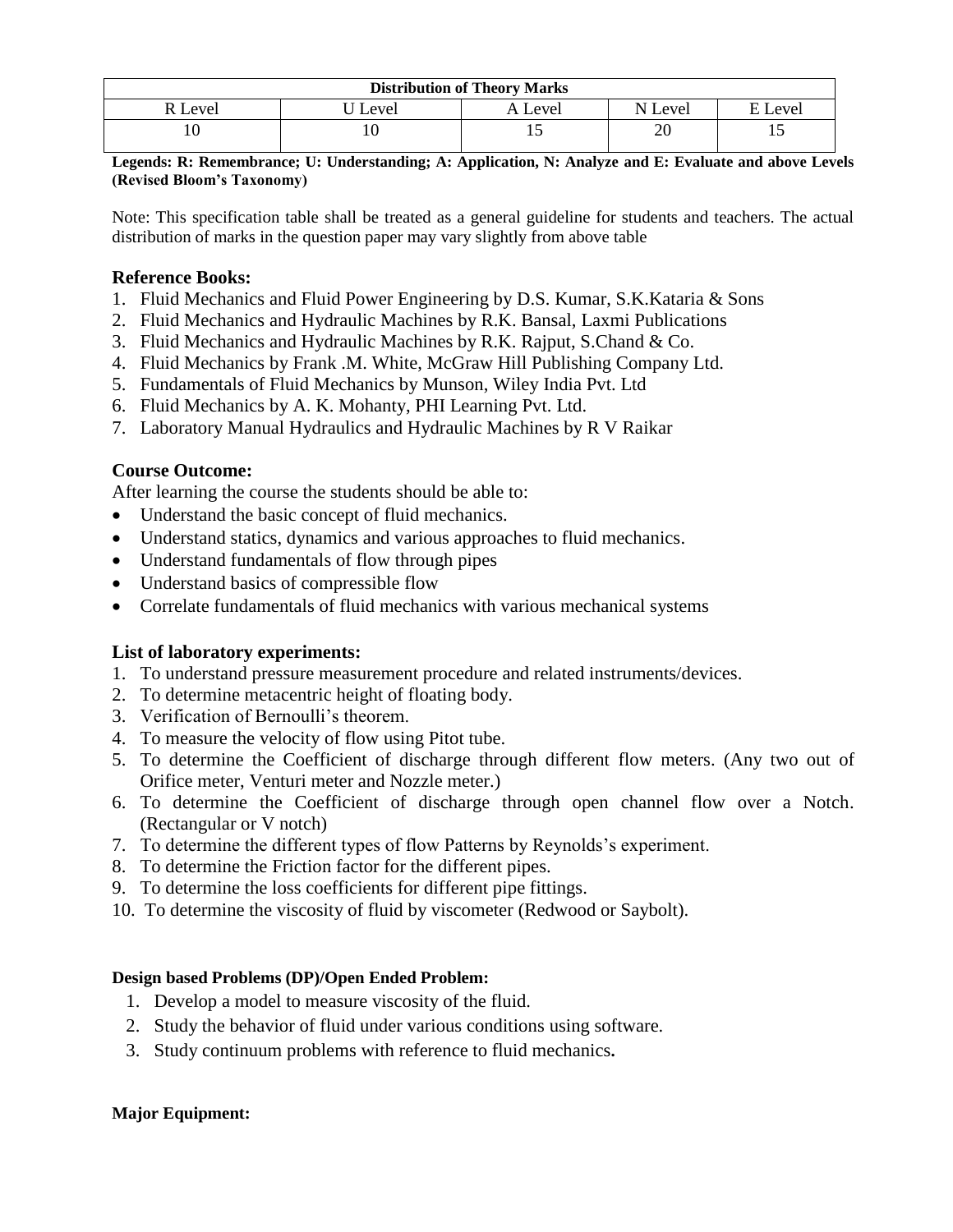| Distribution of Theory Marks | | | | |
|---|---|---|---|---|
| R Level | U Level | A Level | N Level | E Level |
| 10 | 10 | 15 | 20 | 15 |

**Legends: R: Remembrance; U: Understanding; A: Application, N: Analyze and E: Evaluate and above Levels (Revised Bloom's Taxonomy)**

Note: This specification table shall be treated as a general guideline for students and teachers. The actual distribution of marks in the question paper may vary slightly from above table

### Reference Books:

1. Fluid Mechanics and Fluid Power Engineering by D.S. Kumar, S.K.Kataria & Sons
2. Fluid Mechanics and Hydraulic Machines by R.K. Bansal, Laxmi Publications
3. Fluid Mechanics and Hydraulic Machines by R.K. Rajput, S.Chand & Co.
4. Fluid Mechanics by Frank .M. White, McGraw Hill Publishing Company Ltd.
5. Fundamentals of Fluid Mechanics by Munson, Wiley India Pvt. Ltd
6. Fluid Mechanics by A. K. Mohanty, PHI Learning Pvt. Ltd.
7. Laboratory Manual Hydraulics and Hydraulic Machines by R V Raikar

### Course Outcome:

After learning the course the students should be able to:

- Understand the basic concept of fluid mechanics.
- Understand statics, dynamics and various approaches to fluid mechanics.
- Understand fundamentals of flow through pipes
- Understand basics of compressible flow
- Correlate fundamentals of fluid mechanics with various mechanical systems

### List of laboratory experiments:

1. To understand pressure measurement procedure and related instruments/devices.
2. To determine metacentric height of floating body.
3. Verification of Bernoulli's theorem.
4. To measure the velocity of flow using Pitot tube.
5. To determine the Coefficient of discharge through different flow meters. (Any two out of Orifice meter, Venturi meter and Nozzle meter.)
6. To determine the Coefficient of discharge through open channel flow over a Notch. (Rectangular or V notch)
7. To determine the different types of flow Patterns by Reynolds's experiment.
8. To determine the Friction factor for the different pipes.
9. To determine the loss coefficients for different pipe fittings.
10. To determine the viscosity of fluid by viscometer (Redwood or Saybolt).

**Design based Problems (DP)/Open Ended Problem:**

1. Develop a model to measure viscosity of the fluid.
2. Study the behavior of fluid under various conditions using software.
3. Study continuum problems with reference to fluid mechanics**.**

**Major Equipment:**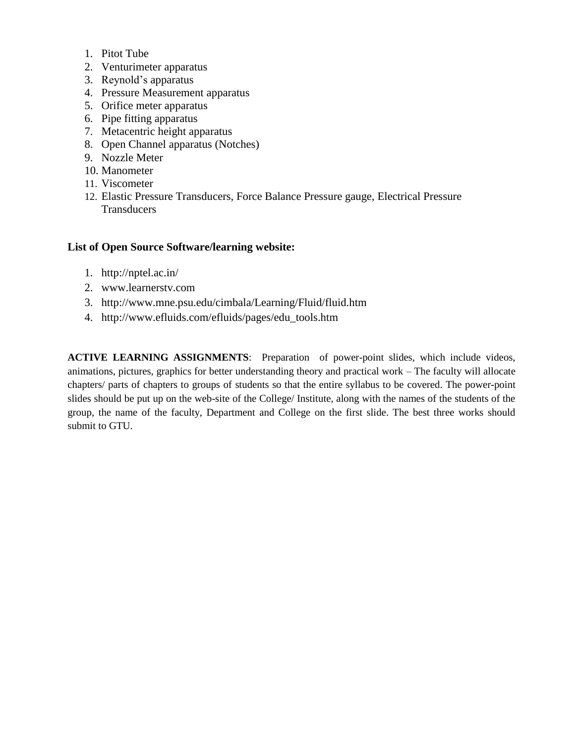1. Pitot Tube
2. Venturimeter apparatus
3. Reynold's apparatus
4. Pressure Measurement apparatus
5. Orifice meter apparatus
6. Pipe fitting apparatus
7. Metacentric height apparatus
8. Open Channel apparatus (Notches)
9. Nozzle Meter
10. Manometer
11. Viscometer
12. Elastic Pressure Transducers, Force Balance Pressure gauge, Electrical Pressure Transducers

**List of Open Source Software/learning website:**

1. http://nptel.ac.in/
2. www.learnerstv.com
3. http://www.mne.psu.edu/cimbala/Learning/Fluid/fluid.htm
4. http://www.efluids.com/efluids/pages/edu_tools.htm

**ACTIVE LEARNING ASSIGNMENTS**: Preparation of power-point slides, which include videos, animations, pictures, graphics for better understanding theory and practical work – The faculty will allocate chapters/ parts of chapters to groups of students so that the entire syllabus to be covered. The power-point slides should be put up on the web-site of the College/ Institute, along with the names of the students of the group, the name of the faculty, Department and College on the first slide. The best three works should submit to GTU.